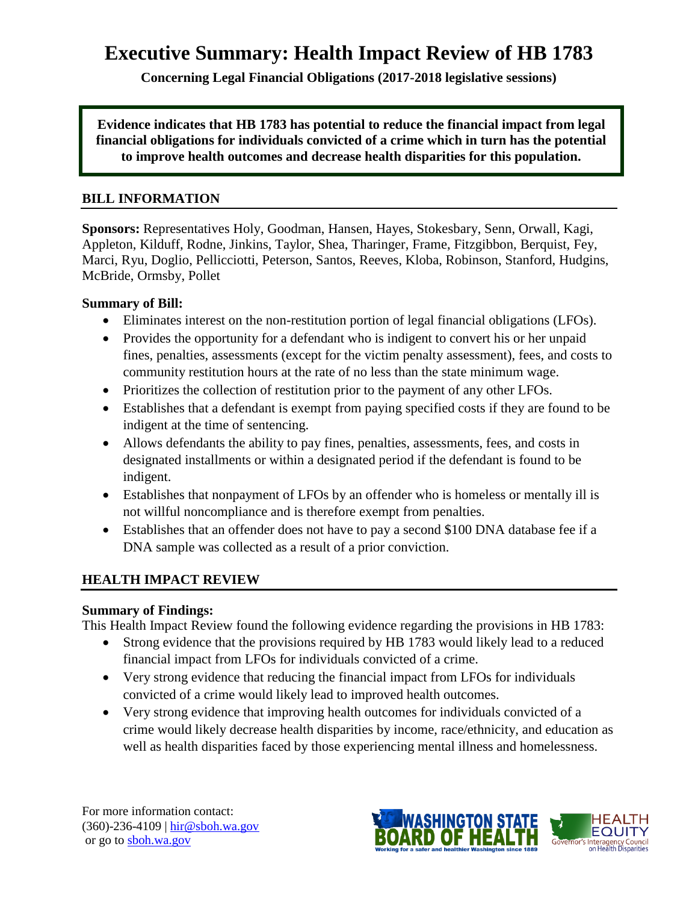# Executive Summary: Health Impact Review of HB 1783

**Concerning Legal Financial Obligations (2017-2018 legislative sessions)**

**Evidence indicates that HB 1783 has potential to reduce the financial impact from legal financial obligations for individuals convicted of a crime which in turn has the potential to improve health outcomes and decrease health disparities for this population.**

## BILL INFORMATION

**Sponsors:** Representatives Holy, Goodman, Hansen, Hayes, Stokesbary, Senn, Orwall, Kagi, Appleton, Kilduff, Rodne, Jinkins, Taylor, Shea, Tharinger, Frame, Fitzgibbon, Berquist, Fey, Marci, Ryu, Doglio, Pellicciotti, Peterson, Santos, Reeves, Kloba, Robinson, Stanford, Hudgins, McBride, Ormsby, Pollet

**Summary of Bill:**

- Eliminates interest on the non-restitution portion of legal financial obligations (LFOs).
- Provides the opportunity for a defendant who is indigent to convert his or her unpaid fines, penalties, assessments (except for the victim penalty assessment), fees, and costs to community restitution hours at the rate of no less than the state minimum wage.
- Prioritizes the collection of restitution prior to the payment of any other LFOs.
- Establishes that a defendant is exempt from paying specified costs if they are found to be indigent at the time of sentencing.
- Allows defendants the ability to pay fines, penalties, assessments, fees, and costs in designated installments or within a designated period if the defendant is found to be indigent.
- Establishes that nonpayment of LFOs by an offender who is homeless or mentally ill is not willful noncompliance and is therefore exempt from penalties.
- Establishes that an offender does not have to pay a second $100 DNA database fee if a DNA sample was collected as a result of a prior conviction.

## HEALTH IMPACT REVIEW

**Summary of Findings:**

This Health Impact Review found the following evidence regarding the provisions in HB 1783:

- Strong evidence that the provisions required by HB 1783 would likely lead to a reduced financial impact from LFOs for individuals convicted of a crime.
- Very strong evidence that reducing the financial impact from LFOs for individuals convicted of a crime would likely lead to improved health outcomes.
- Very strong evidence that improving health outcomes for individuals convicted of a crime would likely decrease health disparities by income, race/ethnicity, and education as well as health disparities faced by those experiencing mental illness and homelessness.

For more information contact:
(360)-236-4109 | hir@sboh.wa.gov
or go to sboh.wa.gov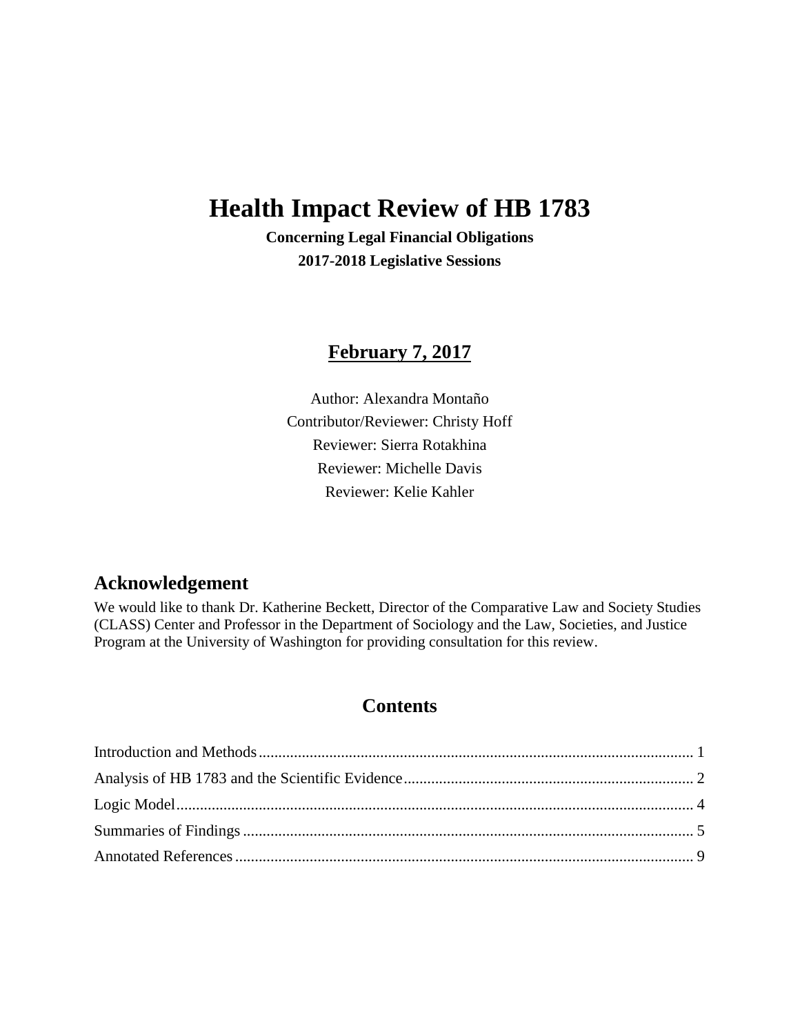# Health Impact Review of HB 1783

**Concerning Legal Financial Obligations**

**2017-2018 Legislative Sessions**

## February 7, 2017

Author: Alexandra Montaño

Contributor/Reviewer: Christy Hoff

Reviewer: Sierra Rotakhina

Reviewer: Michelle Davis

Reviewer: Kelie Kahler

## Acknowledgement

We would like to thank Dr. Katherine Beckett, Director of the Comparative Law and Society Studies (CLASS) Center and Professor in the Department of Sociology and the Law, Societies, and Justice Program at the University of Washington for providing consultation for this review.

## Contents

Introduction and Methods .......... 1

Analysis of HB 1783 and the Scientific Evidence .......... 2

Logic Model .......... 4

Summaries of Findings .......... 5

Annotated References .......... 9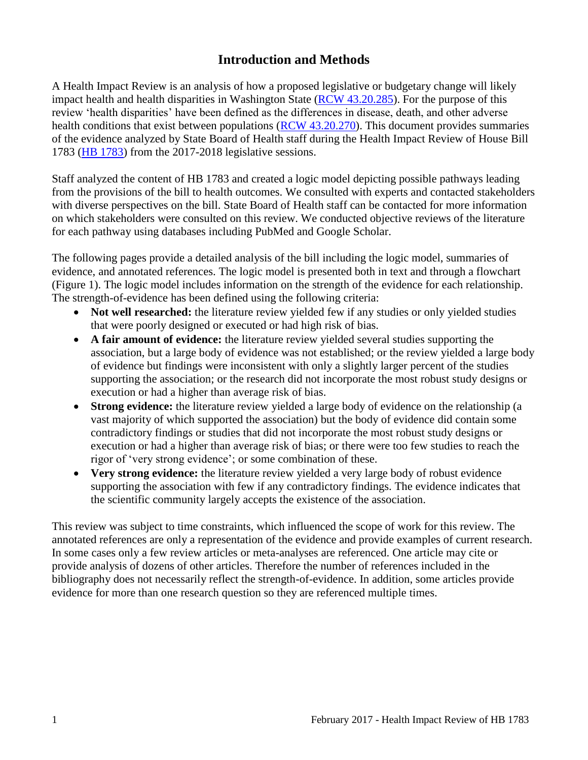# Introduction and Methods

A Health Impact Review is an analysis of how a proposed legislative or budgetary change will likely impact health and health disparities in Washington State (RCW 43.20.285). For the purpose of this review 'health disparities' have been defined as the differences in disease, death, and other adverse health conditions that exist between populations (RCW 43.20.270). This document provides summaries of the evidence analyzed by State Board of Health staff during the Health Impact Review of House Bill 1783 (HB 1783) from the 2017-2018 legislative sessions.

Staff analyzed the content of HB 1783 and created a logic model depicting possible pathways leading from the provisions of the bill to health outcomes. We consulted with experts and contacted stakeholders with diverse perspectives on the bill. State Board of Health staff can be contacted for more information on which stakeholders were consulted on this review. We conducted objective reviews of the literature for each pathway using databases including PubMed and Google Scholar.

The following pages provide a detailed analysis of the bill including the logic model, summaries of evidence, and annotated references. The logic model is presented both in text and through a flowchart (Figure 1). The logic model includes information on the strength of the evidence for each relationship. The strength-of-evidence has been defined using the following criteria:

- **Not well researched:** the literature review yielded few if any studies or only yielded studies that were poorly designed or executed or had high risk of bias.
- **A fair amount of evidence:** the literature review yielded several studies supporting the association, but a large body of evidence was not established; or the review yielded a large body of evidence but findings were inconsistent with only a slightly larger percent of the studies supporting the association; or the research did not incorporate the most robust study designs or execution or had a higher than average risk of bias.
- **Strong evidence:** the literature review yielded a large body of evidence on the relationship (a vast majority of which supported the association) but the body of evidence did contain some contradictory findings or studies that did not incorporate the most robust study designs or execution or had a higher than average risk of bias; or there were too few studies to reach the rigor of 'very strong evidence'; or some combination of these.
- **Very strong evidence:** the literature review yielded a very large body of robust evidence supporting the association with few if any contradictory findings. The evidence indicates that the scientific community largely accepts the existence of the association.

This review was subject to time constraints, which influenced the scope of work for this review. The annotated references are only a representation of the evidence and provide examples of current research. In some cases only a few review articles or meta-analyses are referenced. One article may cite or provide analysis of dozens of other articles. Therefore the number of references included in the bibliography does not necessarily reflect the strength-of-evidence. In addition, some articles provide evidence for more than one research question so they are referenced multiple times.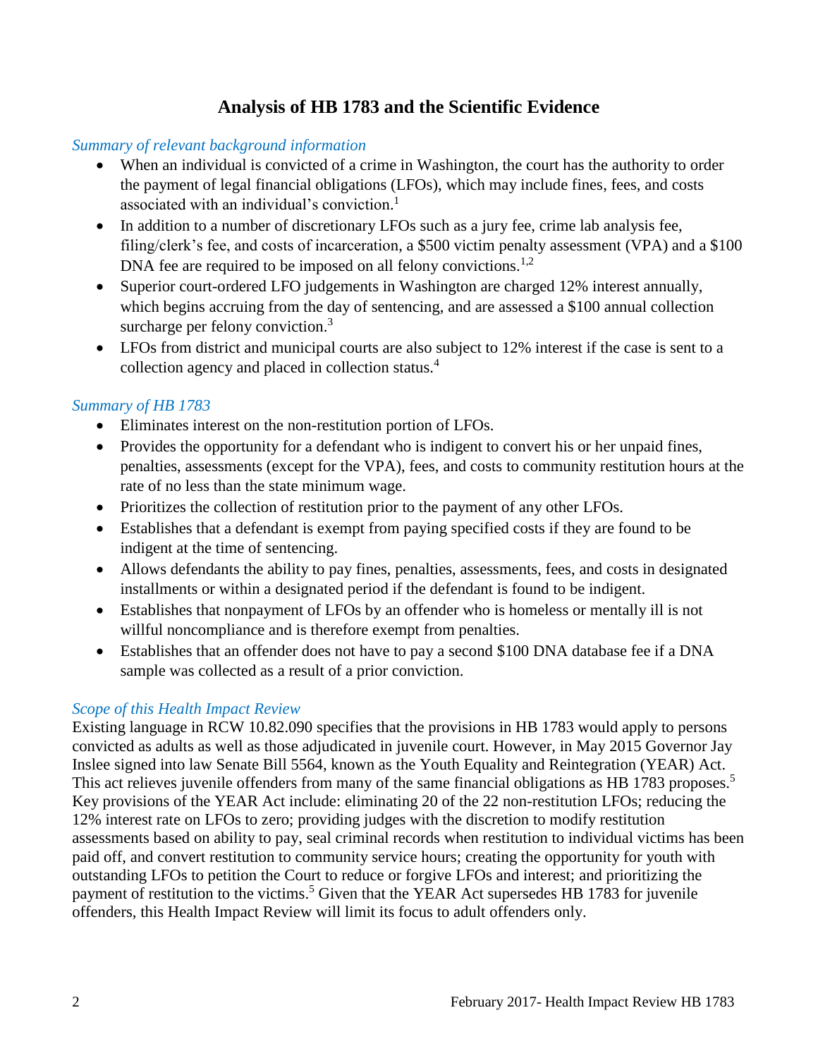# Analysis of HB 1783 and the Scientific Evidence

*Summary of relevant background information*

- When an individual is convicted of a crime in Washington, the court has the authority to order the payment of legal financial obligations (LFOs), which may include fines, fees, and costs associated with an individual's conviction.[1]
- In addition to a number of discretionary LFOs such as a jury fee, crime lab analysis fee, filing/clerk's fee, and costs of incarceration, a $500 victim penalty assessment (VPA) and a $100 DNA fee are required to be imposed on all felony convictions.[1,2]
- Superior court-ordered LFO judgements in Washington are charged 12% interest annually, which begins accruing from the day of sentencing, and are assessed a $100 annual collection surcharge per felony conviction.[3]
- LFOs from district and municipal courts are also subject to 12% interest if the case is sent to a collection agency and placed in collection status.[4]

*Summary of HB 1783*

- Eliminates interest on the non-restitution portion of LFOs.
- Provides the opportunity for a defendant who is indigent to convert his or her unpaid fines, penalties, assessments (except for the VPA), fees, and costs to community restitution hours at the rate of no less than the state minimum wage.
- Prioritizes the collection of restitution prior to the payment of any other LFOs.
- Establishes that a defendant is exempt from paying specified costs if they are found to be indigent at the time of sentencing.
- Allows defendants the ability to pay fines, penalties, assessments, fees, and costs in designated installments or within a designated period if the defendant is found to be indigent.
- Establishes that nonpayment of LFOs by an offender who is homeless or mentally ill is not willful noncompliance and is therefore exempt from penalties.
- Establishes that an offender does not have to pay a second $100 DNA database fee if a DNA sample was collected as a result of a prior conviction.

*Scope of this Health Impact Review*

Existing language in RCW 10.82.090 specifies that the provisions in HB 1783 would apply to persons convicted as adults as well as those adjudicated in juvenile court. However, in May 2015 Governor Jay Inslee signed into law Senate Bill 5564, known as the Youth Equality and Reintegration (YEAR) Act. This act relieves juvenile offenders from many of the same financial obligations as HB 1783 proposes.[5] Key provisions of the YEAR Act include: eliminating 20 of the 22 non-restitution LFOs; reducing the 12% interest rate on LFOs to zero; providing judges with the discretion to modify restitution assessments based on ability to pay, seal criminal records when restitution to individual victims has been paid off, and convert restitution to community service hours; creating the opportunity for youth with outstanding LFOs to petition the Court to reduce or forgive LFOs and interest; and prioritizing the payment of restitution to the victims.[5] Given that the YEAR Act supersedes HB 1783 for juvenile offenders, this Health Impact Review will limit its focus to adult offenders only.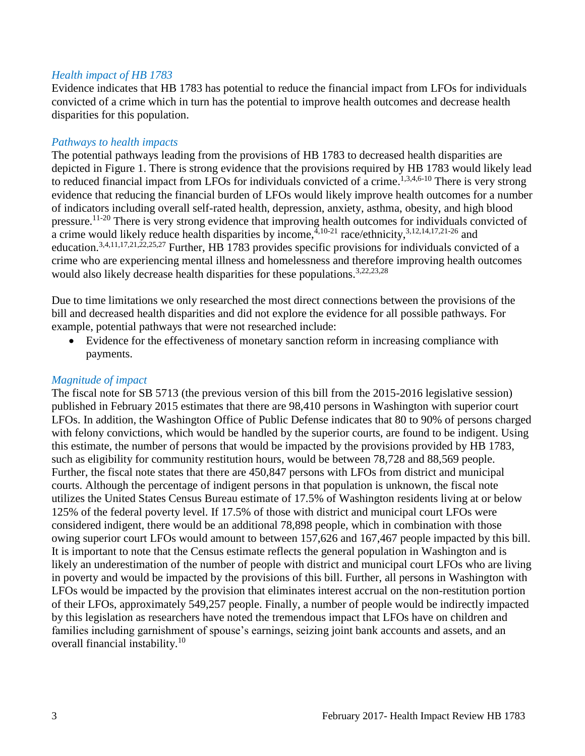### *Health impact of HB 1783*

Evidence indicates that HB 1783 has potential to reduce the financial impact from LFOs for individuals convicted of a crime which in turn has the potential to improve health outcomes and decrease health disparities for this population.

### *Pathways to health impacts*

The potential pathways leading from the provisions of HB 1783 to decreased health disparities are depicted in Figure 1. There is strong evidence that the provisions required by HB 1783 would likely lead to reduced financial impact from LFOs for individuals convicted of a crime.[1,3,4,6-10] There is very strong evidence that reducing the financial burden of LFOs would likely improve health outcomes for a number of indicators including overall self-rated health, depression, anxiety, asthma, obesity, and high blood pressure.[11-20] There is very strong evidence that improving health outcomes for individuals convicted of a crime would likely reduce health disparities by income,[4,10-21] race/ethnicity,[3,12,14,17,21-26] and education.[3,4,11,17,21,22,25,27] Further, HB 1783 provides specific provisions for individuals convicted of a crime who are experiencing mental illness and homelessness and therefore improving health outcomes would also likely decrease health disparities for these populations.[3,22,23,28]

Due to time limitations we only researched the most direct connections between the provisions of the bill and decreased health disparities and did not explore the evidence for all possible pathways. For example, potential pathways that were not researched include:

- Evidence for the effectiveness of monetary sanction reform in increasing compliance with payments.

### *Magnitude of impact*

The fiscal note for SB 5713 (the previous version of this bill from the 2015-2016 legislative session) published in February 2015 estimates that there are 98,410 persons in Washington with superior court LFOs. In addition, the Washington Office of Public Defense indicates that 80 to 90% of persons charged with felony convictions, which would be handled by the superior courts, are found to be indigent. Using this estimate, the number of persons that would be impacted by the provisions provided by HB 1783, such as eligibility for community restitution hours, would be between 78,728 and 88,569 people. Further, the fiscal note states that there are 450,847 persons with LFOs from district and municipal courts. Although the percentage of indigent persons in that population is unknown, the fiscal note utilizes the United States Census Bureau estimate of 17.5% of Washington residents living at or below 125% of the federal poverty level. If 17.5% of those with district and municipal court LFOs were considered indigent, there would be an additional 78,898 people, which in combination with those owing superior court LFOs would amount to between 157,626 and 167,467 people impacted by this bill. It is important to note that the Census estimate reflects the general population in Washington and is likely an underestimation of the number of people with district and municipal court LFOs who are living in poverty and would be impacted by the provisions of this bill. Further, all persons in Washington with LFOs would be impacted by the provision that eliminates interest accrual on the non-restitution portion of their LFOs, approximately 549,257 people. Finally, a number of people would be indirectly impacted by this legislation as researchers have noted the tremendous impact that LFOs have on children and families including garnishment of spouse's earnings, seizing joint bank accounts and assets, and an overall financial instability.[10]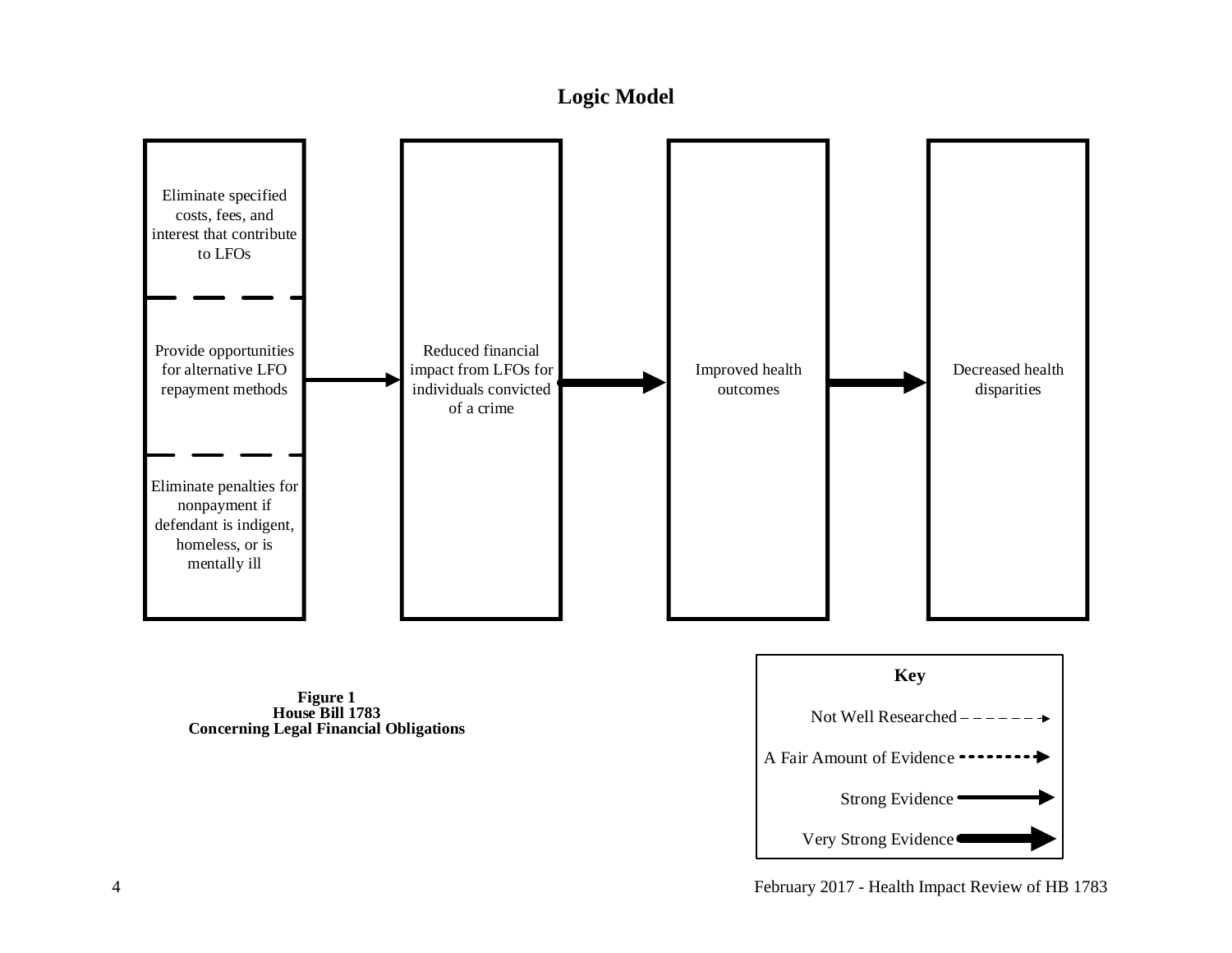## Logic Model

Eliminate specified costs, fees, and interest that contribute to LFOs

Provide opportunities for alternative LFO repayment methods

Eliminate penalties for nonpayment if defendant is indigent, homeless, or is mentally ill

Reduced financial impact from LFOs for individuals convicted of a crime

Improved health outcomes

Decreased health disparities

**Key**

Not Well Researched

A Fair Amount of Evidence

Strong Evidence

Very Strong Evidence

**Figure 1**
**House Bill 1783**
**Concerning Legal Financial Obligations**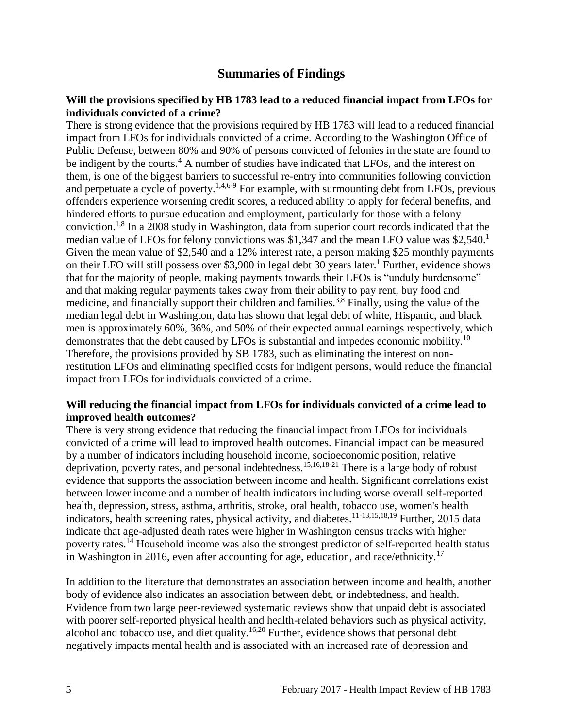## Summaries of Findings

**Will the provisions specified by HB 1783 lead to a reduced financial impact from LFOs for individuals convicted of a crime?**

There is strong evidence that the provisions required by HB 1783 will lead to a reduced financial impact from LFOs for individuals convicted of a crime. According to the Washington Office of Public Defense, between 80% and 90% of persons convicted of felonies in the state are found to be indigent by the courts.[4] A number of studies have indicated that LFOs, and the interest on them, is one of the biggest barriers to successful re-entry into communities following conviction and perpetuate a cycle of poverty.[1,4,6-9] For example, with surmounting debt from LFOs, previous offenders experience worsening credit scores, a reduced ability to apply for federal benefits, and hindered efforts to pursue education and employment, particularly for those with a felony conviction.[1,8] In a 2008 study in Washington, data from superior court records indicated that the median value of LFOs for felony convictions was $1,347 and the mean LFO value was $2,540.[1] Given the mean value of $2,540 and a 12% interest rate, a person making $25 monthly payments on their LFO will still possess over $3,900 in legal debt 30 years later.[1] Further, evidence shows that for the majority of people, making payments towards their LFOs is "unduly burdensome" and that making regular payments takes away from their ability to pay rent, buy food and medicine, and financially support their children and families.[3,8] Finally, using the value of the median legal debt in Washington, data has shown that legal debt of white, Hispanic, and black men is approximately 60%, 36%, and 50% of their expected annual earnings respectively, which demonstrates that the debt caused by LFOs is substantial and impedes economic mobility.[10] Therefore, the provisions provided by SB 1783, such as eliminating the interest on non-restitution LFOs and eliminating specified costs for indigent persons, would reduce the financial impact from LFOs for individuals convicted of a crime.

**Will reducing the financial impact from LFOs for individuals convicted of a crime lead to improved health outcomes?**

There is very strong evidence that reducing the financial impact from LFOs for individuals convicted of a crime will lead to improved health outcomes. Financial impact can be measured by a number of indicators including household income, socioeconomic position, relative deprivation, poverty rates, and personal indebtedness.[15,16,18-21] There is a large body of robust evidence that supports the association between income and health. Significant correlations exist between lower income and a number of health indicators including worse overall self-reported health, depression, stress, asthma, arthritis, stroke, oral health, tobacco use, women's health indicators, health screening rates, physical activity, and diabetes.[11-13,15,18,19] Further, 2015 data indicate that age-adjusted death rates were higher in Washington census tracks with higher poverty rates.[14] Household income was also the strongest predictor of self-reported health status in Washington in 2016, even after accounting for age, education, and race/ethnicity.[17]

In addition to the literature that demonstrates an association between income and health, another body of evidence also indicates an association between debt, or indebtedness, and health. Evidence from two large peer-reviewed systematic reviews show that unpaid debt is associated with poorer self-reported physical health and health-related behaviors such as physical activity, alcohol and tobacco use, and diet quality.[16,20] Further, evidence shows that personal debt negatively impacts mental health and is associated with an increased rate of depression and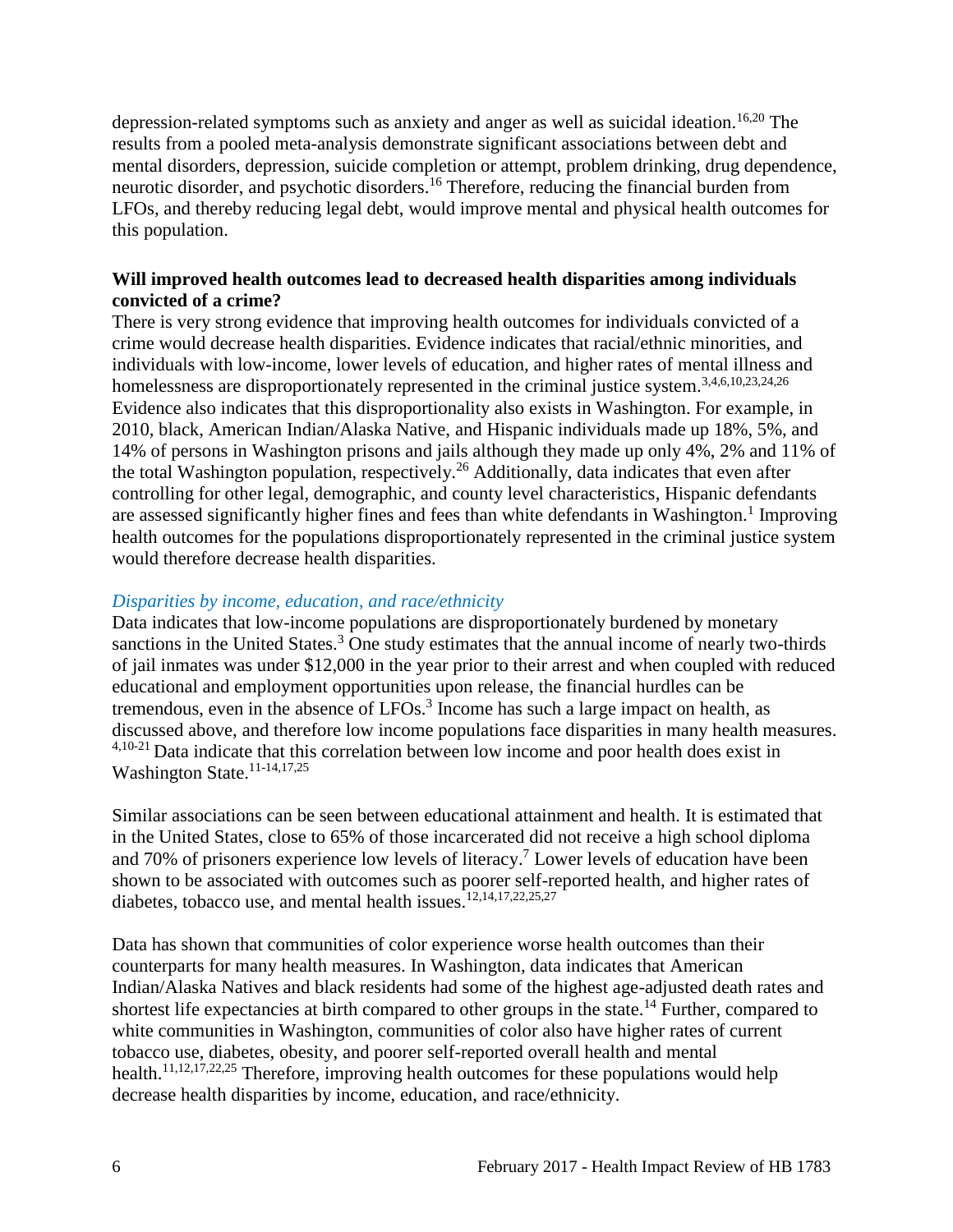depression-related symptoms such as anxiety and anger as well as suicidal ideation.[16,20] The results from a pooled meta-analysis demonstrate significant associations between debt and mental disorders, depression, suicide completion or attempt, problem drinking, drug dependence, neurotic disorder, and psychotic disorders.[16] Therefore, reducing the financial burden from LFOs, and thereby reducing legal debt, would improve mental and physical health outcomes for this population.

**Will improved health outcomes lead to decreased health disparities among individuals convicted of a crime?**

There is very strong evidence that improving health outcomes for individuals convicted of a crime would decrease health disparities. Evidence indicates that racial/ethnic minorities, and individuals with low-income, lower levels of education, and higher rates of mental illness and homelessness are disproportionately represented in the criminal justice system.[3,4,6,10,23,24,26] Evidence also indicates that this disproportionality also exists in Washington. For example, in 2010, black, American Indian/Alaska Native, and Hispanic individuals made up 18%, 5%, and 14% of persons in Washington prisons and jails although they made up only 4%, 2% and 11% of the total Washington population, respectively.[26] Additionally, data indicates that even after controlling for other legal, demographic, and county level characteristics, Hispanic defendants are assessed significantly higher fines and fees than white defendants in Washington.[1] Improving health outcomes for the populations disproportionately represented in the criminal justice system would therefore decrease health disparities.

*Disparities by income, education, and race/ethnicity*

Data indicates that low-income populations are disproportionately burdened by monetary sanctions in the United States.[3] One study estimates that the annual income of nearly two-thirds of jail inmates was under $12,000 in the year prior to their arrest and when coupled with reduced educational and employment opportunities upon release, the financial hurdles can be tremendous, even in the absence of LFOs.[3] Income has such a large impact on health, as discussed above, and therefore low income populations face disparities in many health measures.[4,10-21] Data indicate that this correlation between low income and poor health does exist in Washington State.[11-14,17,25]

Similar associations can be seen between educational attainment and health. It is estimated that in the United States, close to 65% of those incarcerated did not receive a high school diploma and 70% of prisoners experience low levels of literacy.[7] Lower levels of education have been shown to be associated with outcomes such as poorer self-reported health, and higher rates of diabetes, tobacco use, and mental health issues.[12,14,17,22,25,27]

Data has shown that communities of color experience worse health outcomes than their counterparts for many health measures. In Washington, data indicates that American Indian/Alaska Natives and black residents had some of the highest age-adjusted death rates and shortest life expectancies at birth compared to other groups in the state.[14] Further, compared to white communities in Washington, communities of color also have higher rates of current tobacco use, diabetes, obesity, and poorer self-reported overall health and mental health.[11,12,17,22,25] Therefore, improving health outcomes for these populations would help decrease health disparities by income, education, and race/ethnicity.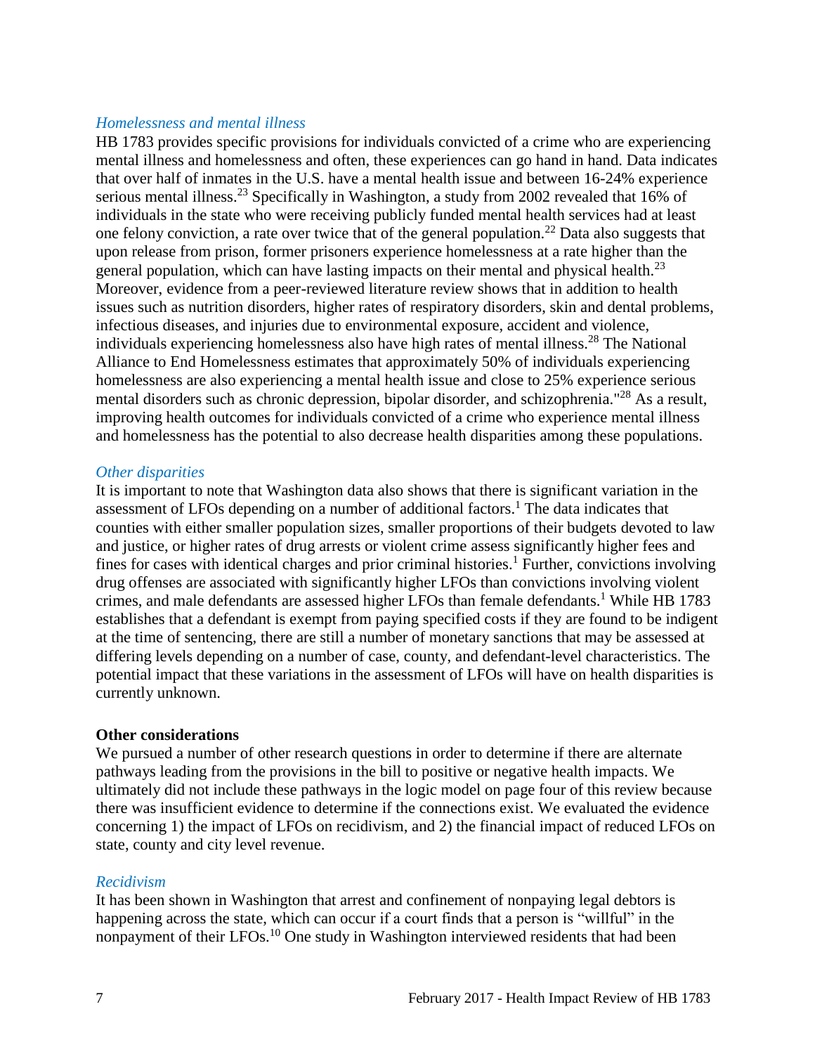### *Homelessness and mental illness*

HB 1783 provides specific provisions for individuals convicted of a crime who are experiencing mental illness and homelessness and often, these experiences can go hand in hand. Data indicates that over half of inmates in the U.S. have a mental health issue and between 16-24% experience serious mental illness.[23] Specifically in Washington, a study from 2002 revealed that 16% of individuals in the state who were receiving publicly funded mental health services had at least one felony conviction, a rate over twice that of the general population.[22] Data also suggests that upon release from prison, former prisoners experience homelessness at a rate higher than the general population, which can have lasting impacts on their mental and physical health.[23] Moreover, evidence from a peer-reviewed literature review shows that in addition to health issues such as nutrition disorders, higher rates of respiratory disorders, skin and dental problems, infectious diseases, and injuries due to environmental exposure, accident and violence, individuals experiencing homelessness also have high rates of mental illness.[28] The National Alliance to End Homelessness estimates that approximately 50% of individuals experiencing homelessness are also experiencing a mental health issue and close to 25% experience serious mental disorders such as chronic depression, bipolar disorder, and schizophrenia."[28] As a result, improving health outcomes for individuals convicted of a crime who experience mental illness and homelessness has the potential to also decrease health disparities among these populations.

### *Other disparities*

It is important to note that Washington data also shows that there is significant variation in the assessment of LFOs depending on a number of additional factors.[1] The data indicates that counties with either smaller population sizes, smaller proportions of their budgets devoted to law and justice, or higher rates of drug arrests or violent crime assess significantly higher fees and fines for cases with identical charges and prior criminal histories.[1] Further, convictions involving drug offenses are associated with significantly higher LFOs than convictions involving violent crimes, and male defendants are assessed higher LFOs than female defendants.[1] While HB 1783 establishes that a defendant is exempt from paying specified costs if they are found to be indigent at the time of sentencing, there are still a number of monetary sanctions that may be assessed at differing levels depending on a number of case, county, and defendant-level characteristics. The potential impact that these variations in the assessment of LFOs will have on health disparities is currently unknown.

## Other considerations

We pursued a number of other research questions in order to determine if there are alternate pathways leading from the provisions in the bill to positive or negative health impacts. We ultimately did not include these pathways in the logic model on page four of this review because there was insufficient evidence to determine if the connections exist. We evaluated the evidence concerning 1) the impact of LFOs on recidivism, and 2) the financial impact of reduced LFOs on state, county and city level revenue.

### *Recidivism*

It has been shown in Washington that arrest and confinement of nonpaying legal debtors is happening across the state, which can occur if a court finds that a person is "willful" in the nonpayment of their LFOs.[10] One study in Washington interviewed residents that had been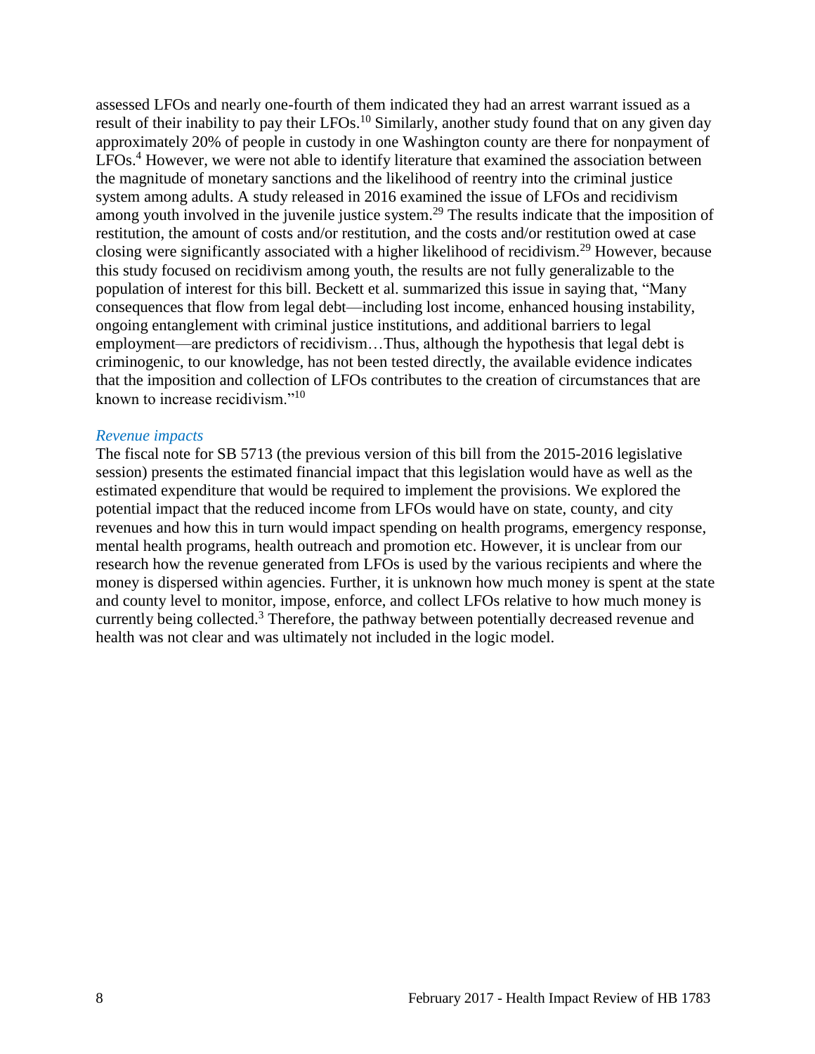assessed LFOs and nearly one-fourth of them indicated they had an arrest warrant issued as a result of their inability to pay their LFOs.[10] Similarly, another study found that on any given day approximately 20% of people in custody in one Washington county are there for nonpayment of LFOs.[4] However, we were not able to identify literature that examined the association between the magnitude of monetary sanctions and the likelihood of reentry into the criminal justice system among adults. A study released in 2016 examined the issue of LFOs and recidivism among youth involved in the juvenile justice system.[29] The results indicate that the imposition of restitution, the amount of costs and/or restitution, and the costs and/or restitution owed at case closing were significantly associated with a higher likelihood of recidivism.[29] However, because this study focused on recidivism among youth, the results are not fully generalizable to the population of interest for this bill. Beckett et al. summarized this issue in saying that, "Many consequences that flow from legal debt—including lost income, enhanced housing instability, ongoing entanglement with criminal justice institutions, and additional barriers to legal employment—are predictors of recidivism…Thus, although the hypothesis that legal debt is criminogenic, to our knowledge, has not been tested directly, the available evidence indicates that the imposition and collection of LFOs contributes to the creation of circumstances that are known to increase recidivism."[10]

*Revenue impacts*

The fiscal note for SB 5713 (the previous version of this bill from the 2015-2016 legislative session) presents the estimated financial impact that this legislation would have as well as the estimated expenditure that would be required to implement the provisions. We explored the potential impact that the reduced income from LFOs would have on state, county, and city revenues and how this in turn would impact spending on health programs, emergency response, mental health programs, health outreach and promotion etc. However, it is unclear from our research how the revenue generated from LFOs is used by the various recipients and where the money is dispersed within agencies. Further, it is unknown how much money is spent at the state and county level to monitor, impose, enforce, and collect LFOs relative to how much money is currently being collected.[3] Therefore, the pathway between potentially decreased revenue and health was not clear and was ultimately not included in the logic model.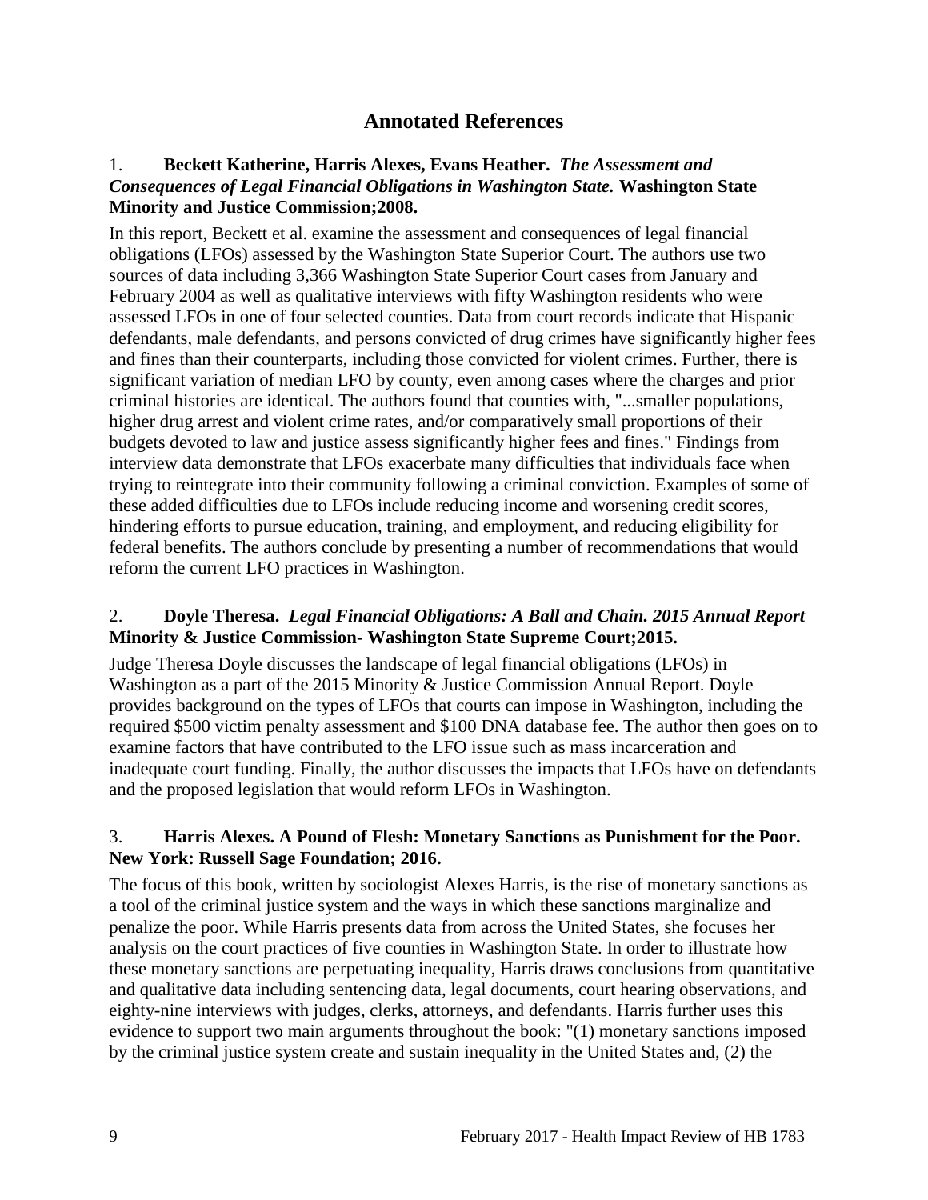## Annotated References

1. **Beckett Katherine, Harris Alexes, Evans Heather.** ***The Assessment and Consequences of Legal Financial Obligations in Washington State.*** **Washington State Minority and Justice Commission;2008.**

In this report, Beckett et al. examine the assessment and consequences of legal financial obligations (LFOs) assessed by the Washington State Superior Court. The authors use two sources of data including 3,366 Washington State Superior Court cases from January and February 2004 as well as qualitative interviews with fifty Washington residents who were assessed LFOs in one of four selected counties. Data from court records indicate that Hispanic defendants, male defendants, and persons convicted of drug crimes have significantly higher fees and fines than their counterparts, including those convicted for violent crimes. Further, there is significant variation of median LFO by county, even among cases where the charges and prior criminal histories are identical. The authors found that counties with, "...smaller populations, higher drug arrest and violent crime rates, and/or comparatively small proportions of their budgets devoted to law and justice assess significantly higher fees and fines." Findings from interview data demonstrate that LFOs exacerbate many difficulties that individuals face when trying to reintegrate into their community following a criminal conviction. Examples of some of these added difficulties due to LFOs include reducing income and worsening credit scores, hindering efforts to pursue education, training, and employment, and reducing eligibility for federal benefits. The authors conclude by presenting a number of recommendations that would reform the current LFO practices in Washington.

2. **Doyle Theresa.** ***Legal Financial Obligations: A Ball and Chain. 2015 Annual Report*** **Minority & Justice Commission- Washington State Supreme Court;2015.**

Judge Theresa Doyle discusses the landscape of legal financial obligations (LFOs) in Washington as a part of the 2015 Minority & Justice Commission Annual Report. Doyle provides background on the types of LFOs that courts can impose in Washington, including the required $500 victim penalty assessment and $100 DNA database fee. The author then goes on to examine factors that have contributed to the LFO issue such as mass incarceration and inadequate court funding. Finally, the author discusses the impacts that LFOs have on defendants and the proposed legislation that would reform LFOs in Washington.

3. **Harris Alexes. A Pound of Flesh: Monetary Sanctions as Punishment for the Poor. New York: Russell Sage Foundation; 2016.**

The focus of this book, written by sociologist Alexes Harris, is the rise of monetary sanctions as a tool of the criminal justice system and the ways in which these sanctions marginalize and penalize the poor. While Harris presents data from across the United States, she focuses her analysis on the court practices of five counties in Washington State. In order to illustrate how these monetary sanctions are perpetuating inequality, Harris draws conclusions from quantitative and qualitative data including sentencing data, legal documents, court hearing observations, and eighty-nine interviews with judges, clerks, attorneys, and defendants. Harris further uses this evidence to support two main arguments throughout the book: "(1) monetary sanctions imposed by the criminal justice system create and sustain inequality in the United States and, (2) the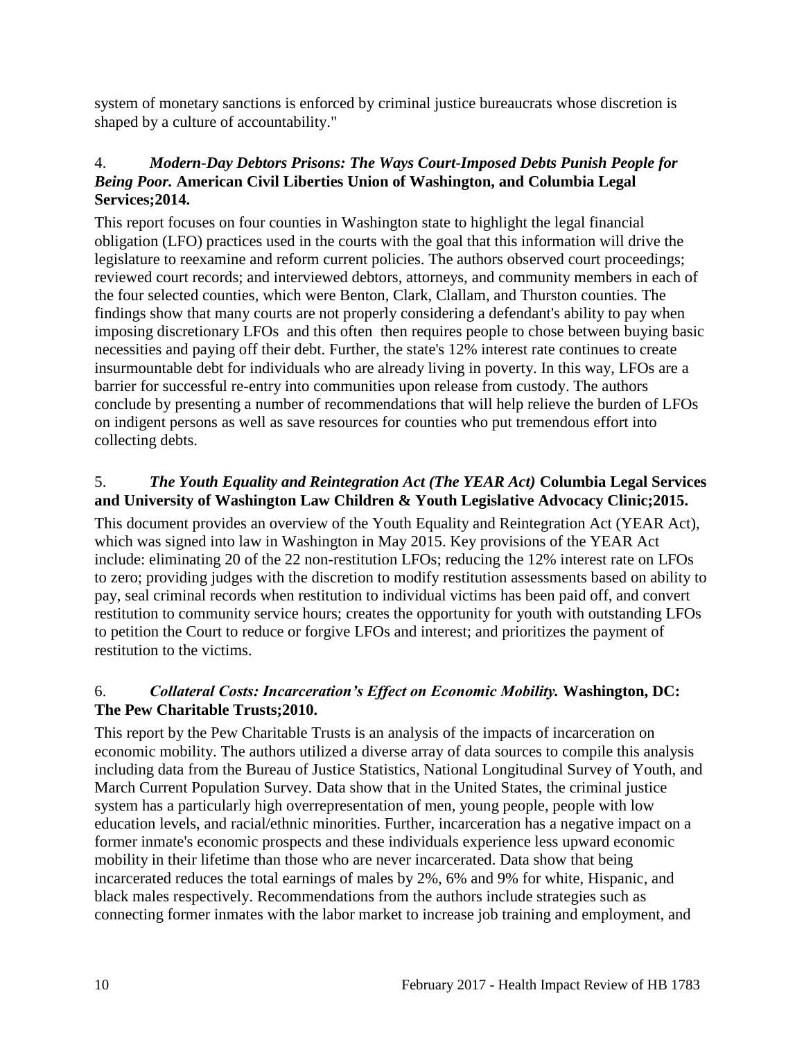system of monetary sanctions is enforced by criminal justice bureaucrats whose discretion is shaped by a culture of accountability."

4. ***Modern-Day Debtors Prisons: The Ways Court-Imposed Debts Punish People for Being Poor.* American Civil Liberties Union of Washington, and Columbia Legal Services;2014.**

This report focuses on four counties in Washington state to highlight the legal financial obligation (LFO) practices used in the courts with the goal that this information will drive the legislature to reexamine and reform current policies. The authors observed court proceedings; reviewed court records; and interviewed debtors, attorneys, and community members in each of the four selected counties, which were Benton, Clark, Clallam, and Thurston counties. The findings show that many courts are not properly considering a defendant's ability to pay when imposing discretionary LFOs and this often then requires people to chose between buying basic necessities and paying off their debt. Further, the state's 12% interest rate continues to create insurmountable debt for individuals who are already living in poverty. In this way, LFOs are a barrier for successful re-entry into communities upon release from custody. The authors conclude by presenting a number of recommendations that will help relieve the burden of LFOs on indigent persons as well as save resources for counties who put tremendous effort into collecting debts.

5. ***The Youth Equality and Reintegration Act (The YEAR Act)* Columbia Legal Services and University of Washington Law Children & Youth Legislative Advocacy Clinic;2015.**

This document provides an overview of the Youth Equality and Reintegration Act (YEAR Act), which was signed into law in Washington in May 2015. Key provisions of the YEAR Act include: eliminating 20 of the 22 non-restitution LFOs; reducing the 12% interest rate on LFOs to zero; providing judges with the discretion to modify restitution assessments based on ability to pay, seal criminal records when restitution to individual victims has been paid off, and convert restitution to community service hours; creates the opportunity for youth with outstanding LFOs to petition the Court to reduce or forgive LFOs and interest; and prioritizes the payment of restitution to the victims.

6. ***Collateral Costs: Incarceration's Effect on Economic Mobility.* Washington, DC: The Pew Charitable Trusts;2010.**

This report by the Pew Charitable Trusts is an analysis of the impacts of incarceration on economic mobility. The authors utilized a diverse array of data sources to compile this analysis including data from the Bureau of Justice Statistics, National Longitudinal Survey of Youth, and March Current Population Survey. Data show that in the United States, the criminal justice system has a particularly high overrepresentation of men, young people, people with low education levels, and racial/ethnic minorities. Further, incarceration has a negative impact on a former inmate's economic prospects and these individuals experience less upward economic mobility in their lifetime than those who are never incarcerated. Data show that being incarcerated reduces the total earnings of males by 2%, 6% and 9% for white, Hispanic, and black males respectively. Recommendations from the authors include strategies such as connecting former inmates with the labor market to increase job training and employment, and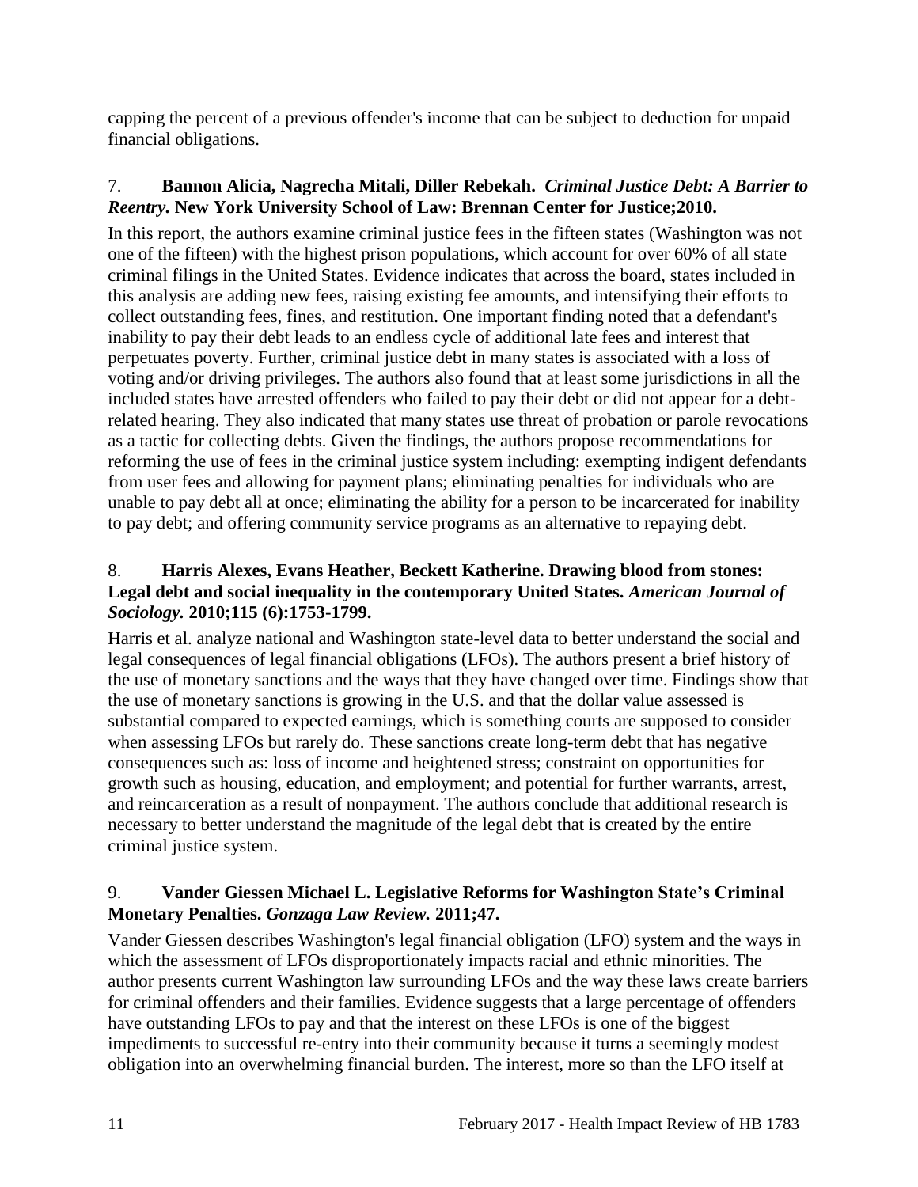capping the percent of a previous offender's income that can be subject to deduction for unpaid financial obligations.

7. **Bannon Alicia, Nagrecha Mitali, Diller Rebekah.** ***Criminal Justice Debt: A Barrier to Reentry.*** **New York University School of Law: Brennan Center for Justice;2010.**

In this report, the authors examine criminal justice fees in the fifteen states (Washington was not one of the fifteen) with the highest prison populations, which account for over 60% of all state criminal filings in the United States. Evidence indicates that across the board, states included in this analysis are adding new fees, raising existing fee amounts, and intensifying their efforts to collect outstanding fees, fines, and restitution. One important finding noted that a defendant's inability to pay their debt leads to an endless cycle of additional late fees and interest that perpetuates poverty. Further, criminal justice debt in many states is associated with a loss of voting and/or driving privileges. The authors also found that at least some jurisdictions in all the included states have arrested offenders who failed to pay their debt or did not appear for a debt-related hearing. They also indicated that many states use threat of probation or parole revocations as a tactic for collecting debts. Given the findings, the authors propose recommendations for reforming the use of fees in the criminal justice system including: exempting indigent defendants from user fees and allowing for payment plans; eliminating penalties for individuals who are unable to pay debt all at once; eliminating the ability for a person to be incarcerated for inability to pay debt; and offering community service programs as an alternative to repaying debt.

8. **Harris Alexes, Evans Heather, Beckett Katherine. Drawing blood from stones: Legal debt and social inequality in the contemporary United States.** ***American Journal of Sociology.*** **2010;115 (6):1753-1799.**

Harris et al. analyze national and Washington state-level data to better understand the social and legal consequences of legal financial obligations (LFOs). The authors present a brief history of the use of monetary sanctions and the ways that they have changed over time. Findings show that the use of monetary sanctions is growing in the U.S. and that the dollar value assessed is substantial compared to expected earnings, which is something courts are supposed to consider when assessing LFOs but rarely do. These sanctions create long-term debt that has negative consequences such as: loss of income and heightened stress; constraint on opportunities for growth such as housing, education, and employment; and potential for further warrants, arrest, and reincarceration as a result of nonpayment. The authors conclude that additional research is necessary to better understand the magnitude of the legal debt that is created by the entire criminal justice system.

9. **Vander Giessen Michael L. Legislative Reforms for Washington State's Criminal Monetary Penalties.** ***Gonzaga Law Review.*** **2011;47.**

Vander Giessen describes Washington's legal financial obligation (LFO) system and the ways in which the assessment of LFOs disproportionately impacts racial and ethnic minorities. The author presents current Washington law surrounding LFOs and the way these laws create barriers for criminal offenders and their families. Evidence suggests that a large percentage of offenders have outstanding LFOs to pay and that the interest on these LFOs is one of the biggest impediments to successful re-entry into their community because it turns a seemingly modest obligation into an overwhelming financial burden. The interest, more so than the LFO itself at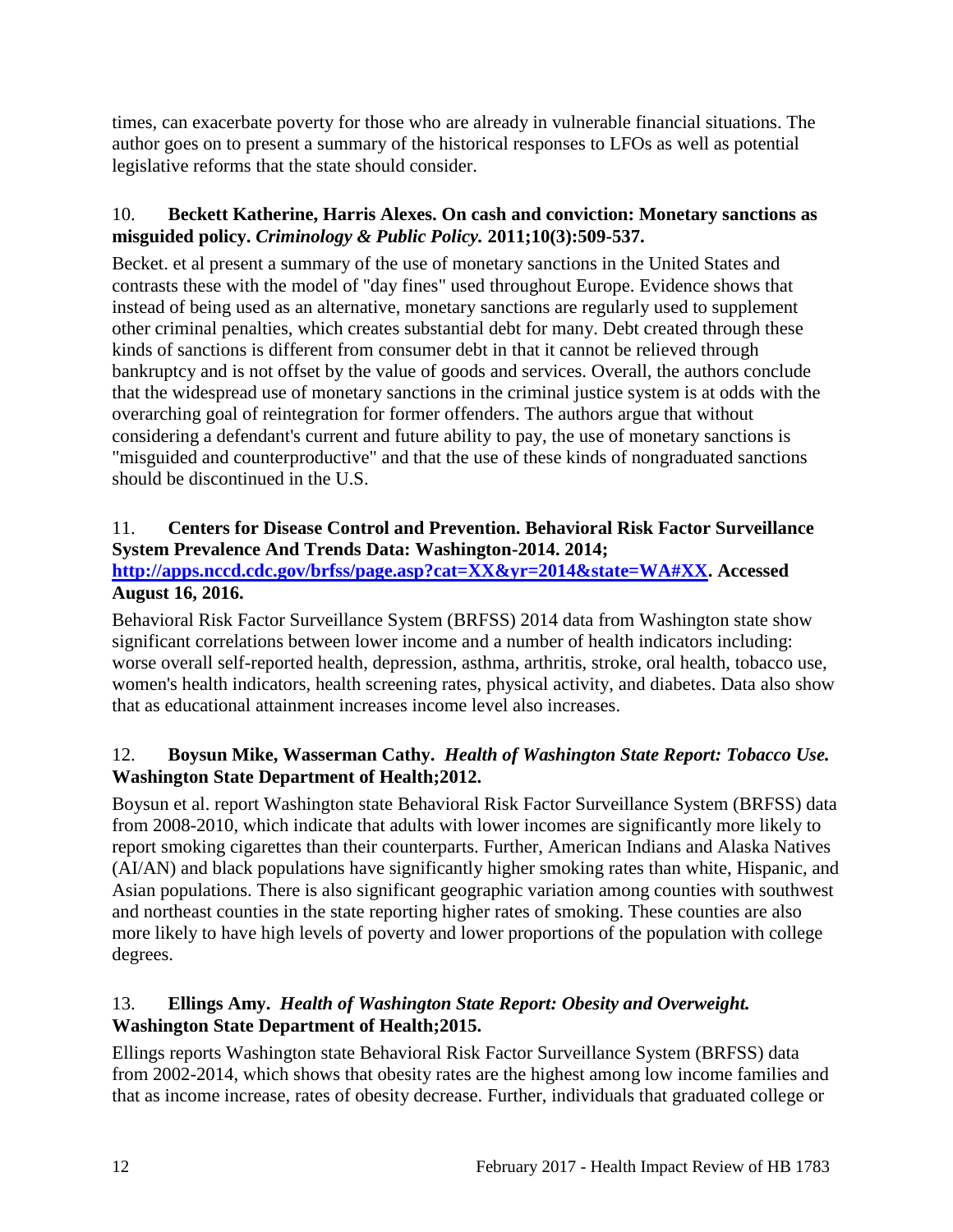times, can exacerbate poverty for those who are already in vulnerable financial situations. The author goes on to present a summary of the historical responses to LFOs as well as potential legislative reforms that the state should consider.

10. **Beckett Katherine, Harris Alexes. On cash and conviction: Monetary sanctions as misguided policy. *Criminology & Public Policy.* 2011;10(3):509-537.**

Becket. et al present a summary of the use of monetary sanctions in the United States and contrasts these with the model of "day fines" used throughout Europe. Evidence shows that instead of being used as an alternative, monetary sanctions are regularly used to supplement other criminal penalties, which creates substantial debt for many. Debt created through these kinds of sanctions is different from consumer debt in that it cannot be relieved through bankruptcy and is not offset by the value of goods and services. Overall, the authors conclude that the widespread use of monetary sanctions in the criminal justice system is at odds with the overarching goal of reintegration for former offenders. The authors argue that without considering a defendant's current and future ability to pay, the use of monetary sanctions is "misguided and counterproductive" and that the use of these kinds of nongraduated sanctions should be discontinued in the U.S.

11. **Centers for Disease Control and Prevention. Behavioral Risk Factor Surveillance System Prevalence And Trends Data: Washington-2014. 2014; [http://apps.nccd.cdc.gov/brfss/page.asp?cat=XX&yr=2014&state=WA#XX](http://apps.nccd.cdc.gov/brfss/page.asp?cat=XX&yr=2014&state=WA#XX). Accessed August 16, 2016.**

Behavioral Risk Factor Surveillance System (BRFSS) 2014 data from Washington state show significant correlations between lower income and a number of health indicators including: worse overall self-reported health, depression, asthma, arthritis, stroke, oral health, tobacco use, women's health indicators, health screening rates, physical activity, and diabetes. Data also show that as educational attainment increases income level also increases.

12. **Boysun Mike, Wasserman Cathy. *Health of Washington State Report: Tobacco Use.* Washington State Department of Health;2012.**

Boysun et al. report Washington state Behavioral Risk Factor Surveillance System (BRFSS) data from 2008-2010, which indicate that adults with lower incomes are significantly more likely to report smoking cigarettes than their counterparts. Further, American Indians and Alaska Natives (AI/AN) and black populations have significantly higher smoking rates than white, Hispanic, and Asian populations. There is also significant geographic variation among counties with southwest and northeast counties in the state reporting higher rates of smoking. These counties are also more likely to have high levels of poverty and lower proportions of the population with college degrees.

13. **Ellings Amy. *Health of Washington State Report: Obesity and Overweight.* Washington State Department of Health;2015.**

Ellings reports Washington state Behavioral Risk Factor Surveillance System (BRFSS) data from 2002-2014, which shows that obesity rates are the highest among low income families and that as income increase, rates of obesity decrease. Further, individuals that graduated college or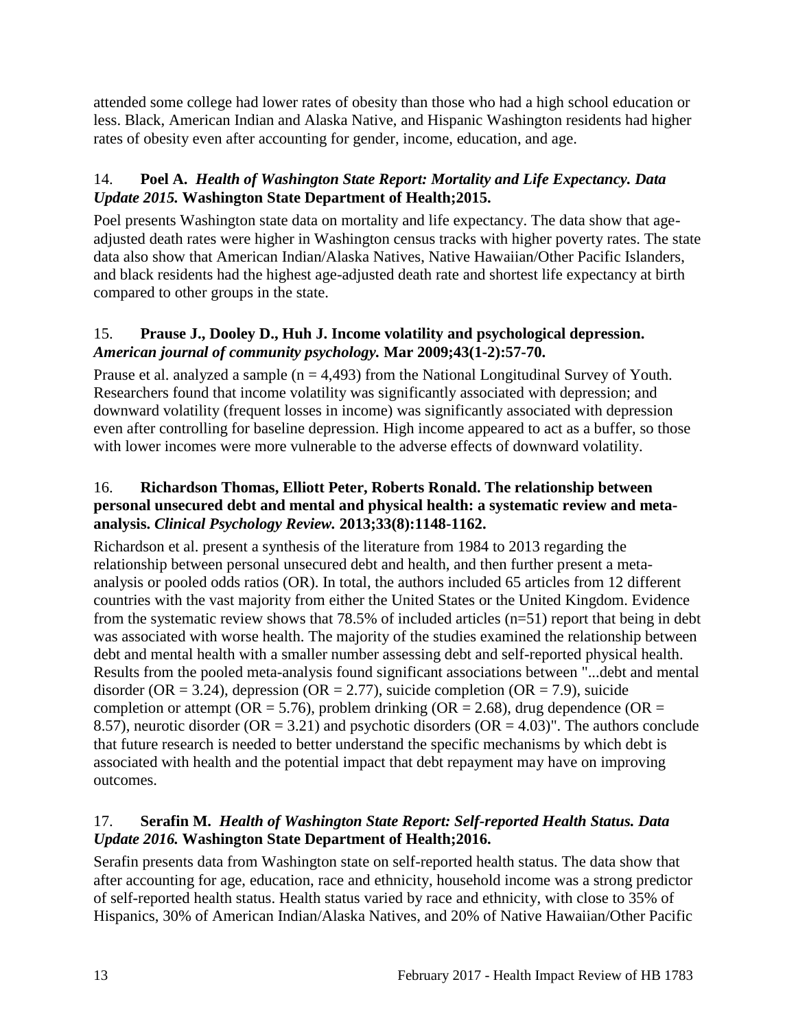attended some college had lower rates of obesity than those who had a high school education or less. Black, American Indian and Alaska Native, and Hispanic Washington residents had higher rates of obesity even after accounting for gender, income, education, and age.

14. **Poel A.** ***Health of Washington State Report: Mortality and Life Expectancy. Data Update 2015.*** **Washington State Department of Health;2015.**

Poel presents Washington state data on mortality and life expectancy. The data show that age-adjusted death rates were higher in Washington census tracks with higher poverty rates. The state data also show that American Indian/Alaska Natives, Native Hawaiian/Other Pacific Islanders, and black residents had the highest age-adjusted death rate and shortest life expectancy at birth compared to other groups in the state.

15. **Prause J., Dooley D., Huh J. Income volatility and psychological depression.** ***American journal of community psychology.*** **Mar 2009;43(1-2):57-70.**

Prause et al. analyzed a sample (n = 4,493) from the National Longitudinal Survey of Youth. Researchers found that income volatility was significantly associated with depression; and downward volatility (frequent losses in income) was significantly associated with depression even after controlling for baseline depression. High income appeared to act as a buffer, so those with lower incomes were more vulnerable to the adverse effects of downward volatility.

16. **Richardson Thomas, Elliott Peter, Roberts Ronald. The relationship between personal unsecured debt and mental and physical health: a systematic review and meta-analysis.** ***Clinical Psychology Review.*** **2013;33(8):1148-1162.**

Richardson et al. present a synthesis of the literature from 1984 to 2013 regarding the relationship between personal unsecured debt and health, and then further present a meta-analysis or pooled odds ratios (OR). In total, the authors included 65 articles from 12 different countries with the vast majority from either the United States or the United Kingdom. Evidence from the systematic review shows that 78.5% of included articles (n=51) report that being in debt was associated with worse health. The majority of the studies examined the relationship between debt and mental health with a smaller number assessing debt and self-reported physical health. Results from the pooled meta-analysis found significant associations between "...debt and mental disorder (OR = 3.24), depression (OR = 2.77), suicide completion (OR = 7.9), suicide completion or attempt (OR = 5.76), problem drinking (OR = 2.68), drug dependence (OR = 8.57), neurotic disorder (OR = 3.21) and psychotic disorders (OR = 4.03)". The authors conclude that future research is needed to better understand the specific mechanisms by which debt is associated with health and the potential impact that debt repayment may have on improving outcomes.

17. **Serafin M.** ***Health of Washington State Report: Self-reported Health Status. Data Update 2016.*** **Washington State Department of Health;2016.**

Serafin presents data from Washington state on self-reported health status. The data show that after accounting for age, education, race and ethnicity, household income was a strong predictor of self-reported health status. Health status varied by race and ethnicity, with close to 35% of Hispanics, 30% of American Indian/Alaska Natives, and 20% of Native Hawaiian/Other Pacific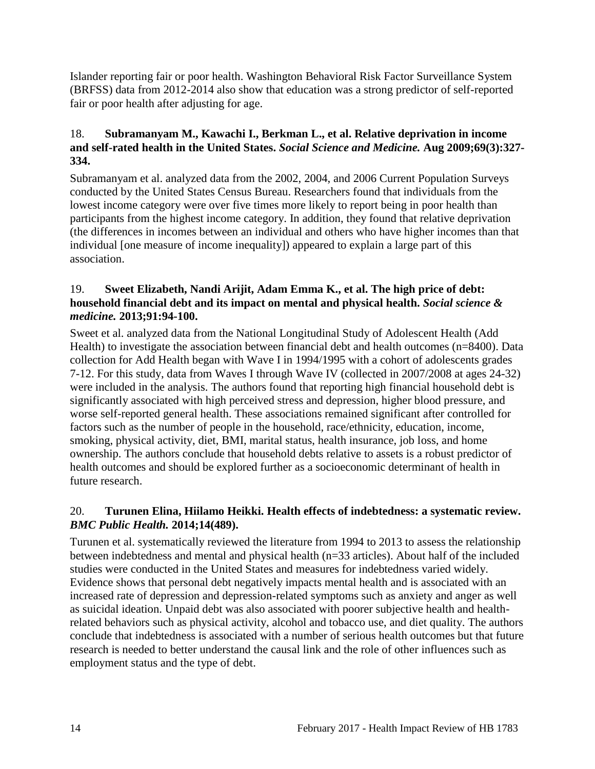Islander reporting fair or poor health. Washington Behavioral Risk Factor Surveillance System (BRFSS) data from 2012-2014 also show that education was a strong predictor of self-reported fair or poor health after adjusting for age.

18. **Subramanyam M., Kawachi I., Berkman L., et al. Relative deprivation in income and self-rated health in the United States.** ***Social Science and Medicine.*** **Aug 2009;69(3):327-334.**

Subramanyam et al. analyzed data from the 2002, 2004, and 2006 Current Population Surveys conducted by the United States Census Bureau. Researchers found that individuals from the lowest income category were over five times more likely to report being in poor health than participants from the highest income category. In addition, they found that relative deprivation (the differences in incomes between an individual and others who have higher incomes than that individual [one measure of income inequality]) appeared to explain a large part of this association.

19. **Sweet Elizabeth, Nandi Arijit, Adam Emma K., et al. The high price of debt: household financial debt and its impact on mental and physical health.** ***Social science & medicine.*** **2013;91:94-100.**

Sweet et al. analyzed data from the National Longitudinal Study of Adolescent Health (Add Health) to investigate the association between financial debt and health outcomes (n=8400). Data collection for Add Health began with Wave I in 1994/1995 with a cohort of adolescents grades 7-12. For this study, data from Waves I through Wave IV (collected in 2007/2008 at ages 24-32) were included in the analysis. The authors found that reporting high financial household debt is significantly associated with high perceived stress and depression, higher blood pressure, and worse self-reported general health. These associations remained significant after controlled for factors such as the number of people in the household, race/ethnicity, education, income, smoking, physical activity, diet, BMI, marital status, health insurance, job loss, and home ownership. The authors conclude that household debts relative to assets is a robust predictor of health outcomes and should be explored further as a socioeconomic determinant of health in future research.

20. **Turunen Elina, Hiilamo Heikki. Health effects of indebtedness: a systematic review.** ***BMC Public Health.*** **2014;14(489).**

Turunen et al. systematically reviewed the literature from 1994 to 2013 to assess the relationship between indebtedness and mental and physical health (n=33 articles). About half of the included studies were conducted in the United States and measures for indebtedness varied widely. Evidence shows that personal debt negatively impacts mental health and is associated with an increased rate of depression and depression-related symptoms such as anxiety and anger as well as suicidal ideation. Unpaid debt was also associated with poorer subjective health and health-related behaviors such as physical activity, alcohol and tobacco use, and diet quality. The authors conclude that indebtedness is associated with a number of serious health outcomes but that future research is needed to better understand the causal link and the role of other influences such as employment status and the type of debt.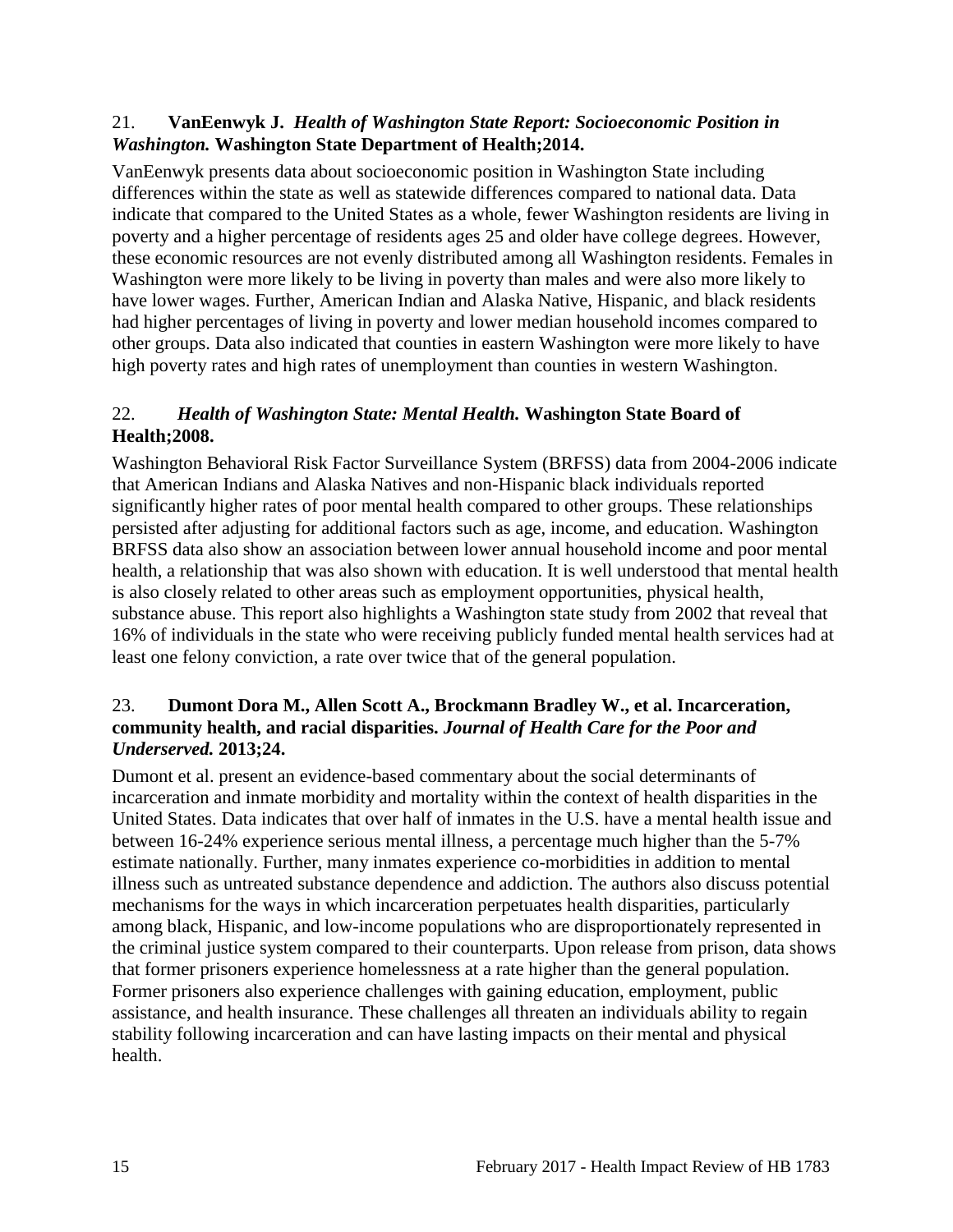21. **VanEenwyk J.** ***Health of Washington State Report: Socioeconomic Position in Washington.*** **Washington State Department of Health;2014.**

VanEenwyk presents data about socioeconomic position in Washington State including differences within the state as well as statewide differences compared to national data. Data indicate that compared to the United States as a whole, fewer Washington residents are living in poverty and a higher percentage of residents ages 25 and older have college degrees. However, these economic resources are not evenly distributed among all Washington residents. Females in Washington were more likely to be living in poverty than males and were also more likely to have lower wages. Further, American Indian and Alaska Native, Hispanic, and black residents had higher percentages of living in poverty and lower median household incomes compared to other groups. Data also indicated that counties in eastern Washington were more likely to have high poverty rates and high rates of unemployment than counties in western Washington.

22. ***Health of Washington State: Mental Health.*** **Washington State Board of Health;2008.**

Washington Behavioral Risk Factor Surveillance System (BRFSS) data from 2004-2006 indicate that American Indians and Alaska Natives and non-Hispanic black individuals reported significantly higher rates of poor mental health compared to other groups. These relationships persisted after adjusting for additional factors such as age, income, and education. Washington BRFSS data also show an association between lower annual household income and poor mental health, a relationship that was also shown with education. It is well understood that mental health is also closely related to other areas such as employment opportunities, physical health, substance abuse. This report also highlights a Washington state study from 2002 that reveal that 16% of individuals in the state who were receiving publicly funded mental health services had at least one felony conviction, a rate over twice that of the general population.

23. **Dumont Dora M., Allen Scott A., Brockmann Bradley W., et al. Incarceration, community health, and racial disparities.** ***Journal of Health Care for the Poor and Underserved.*** **2013;24.**

Dumont et al. present an evidence-based commentary about the social determinants of incarceration and inmate morbidity and mortality within the context of health disparities in the United States. Data indicates that over half of inmates in the U.S. have a mental health issue and between 16-24% experience serious mental illness, a percentage much higher than the 5-7% estimate nationally. Further, many inmates experience co-morbidities in addition to mental illness such as untreated substance dependence and addiction. The authors also discuss potential mechanisms for the ways in which incarceration perpetuates health disparities, particularly among black, Hispanic, and low-income populations who are disproportionately represented in the criminal justice system compared to their counterparts. Upon release from prison, data shows that former prisoners experience homelessness at a rate higher than the general population. Former prisoners also experience challenges with gaining education, employment, public assistance, and health insurance. These challenges all threaten an individuals ability to regain stability following incarceration and can have lasting impacts on their mental and physical health.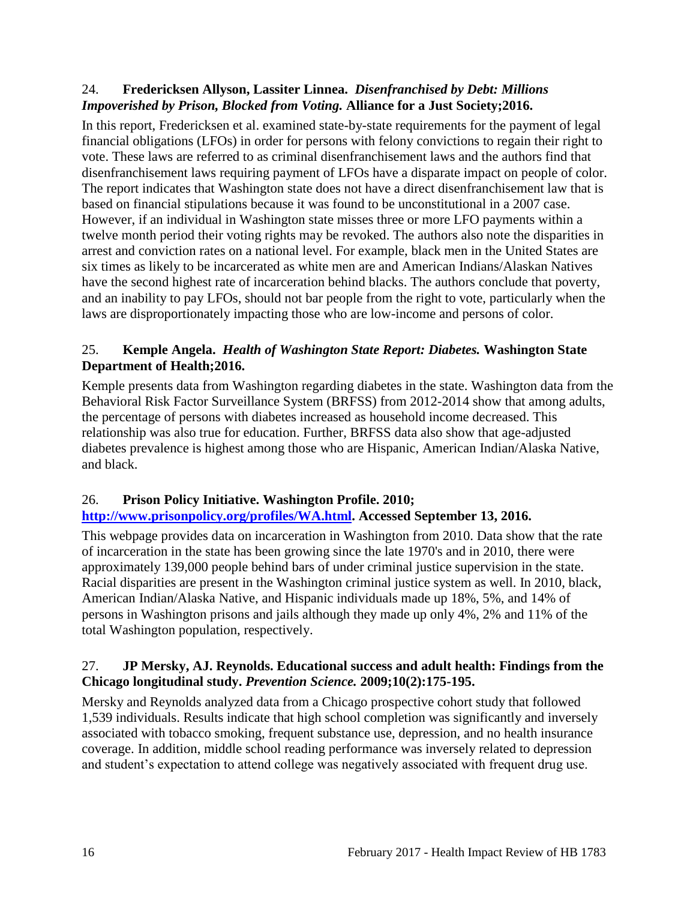24. **Fredericksen Allyson, Lassiter Linnea.** ***Disenfranchised by Debt: Millions Impoverished by Prison, Blocked from Voting.*** **Alliance for a Just Society;2016.**

In this report, Fredericksen et al. examined state-by-state requirements for the payment of legal financial obligations (LFOs) in order for persons with felony convictions to regain their right to vote. These laws are referred to as criminal disenfranchisement laws and the authors find that disenfranchisement laws requiring payment of LFOs have a disparate impact on people of color. The report indicates that Washington state does not have a direct disenfranchisement law that is based on financial stipulations because it was found to be unconstitutional in a 2007 case. However, if an individual in Washington state misses three or more LFO payments within a twelve month period their voting rights may be revoked. The authors also note the disparities in arrest and conviction rates on a national level. For example, black men in the United States are six times as likely to be incarcerated as white men are and American Indians/Alaskan Natives have the second highest rate of incarceration behind blacks. The authors conclude that poverty, and an inability to pay LFOs, should not bar people from the right to vote, particularly when the laws are disproportionately impacting those who are low-income and persons of color.

25. **Kemple Angela.** ***Health of Washington State Report: Diabetes.*** **Washington State Department of Health;2016.**

Kemple presents data from Washington regarding diabetes in the state. Washington data from the Behavioral Risk Factor Surveillance System (BRFSS) from 2012-2014 show that among adults, the percentage of persons with diabetes increased as household income decreased. This relationship was also true for education. Further, BRFSS data also show that age-adjusted diabetes prevalence is highest among those who are Hispanic, American Indian/Alaska Native, and black.

26. **Prison Policy Initiative. Washington Profile. 2010; [http://www.prisonpolicy.org/profiles/WA.html](http://www.prisonpolicy.org/profiles/WA.html). Accessed September 13, 2016.**

This webpage provides data on incarceration in Washington from 2010. Data show that the rate of incarceration in the state has been growing since the late 1970's and in 2010, there were approximately 139,000 people behind bars of under criminal justice supervision in the state. Racial disparities are present in the Washington criminal justice system as well. In 2010, black, American Indian/Alaska Native, and Hispanic individuals made up 18%, 5%, and 14% of persons in Washington prisons and jails although they made up only 4%, 2% and 11% of the total Washington population, respectively.

27. **JP Mersky, AJ. Reynolds. Educational success and adult health: Findings from the Chicago longitudinal study.** ***Prevention Science.*** **2009;10(2):175-195.**

Mersky and Reynolds analyzed data from a Chicago prospective cohort study that followed 1,539 individuals. Results indicate that high school completion was significantly and inversely associated with tobacco smoking, frequent substance use, depression, and no health insurance coverage. In addition, middle school reading performance was inversely related to depression and student's expectation to attend college was negatively associated with frequent drug use.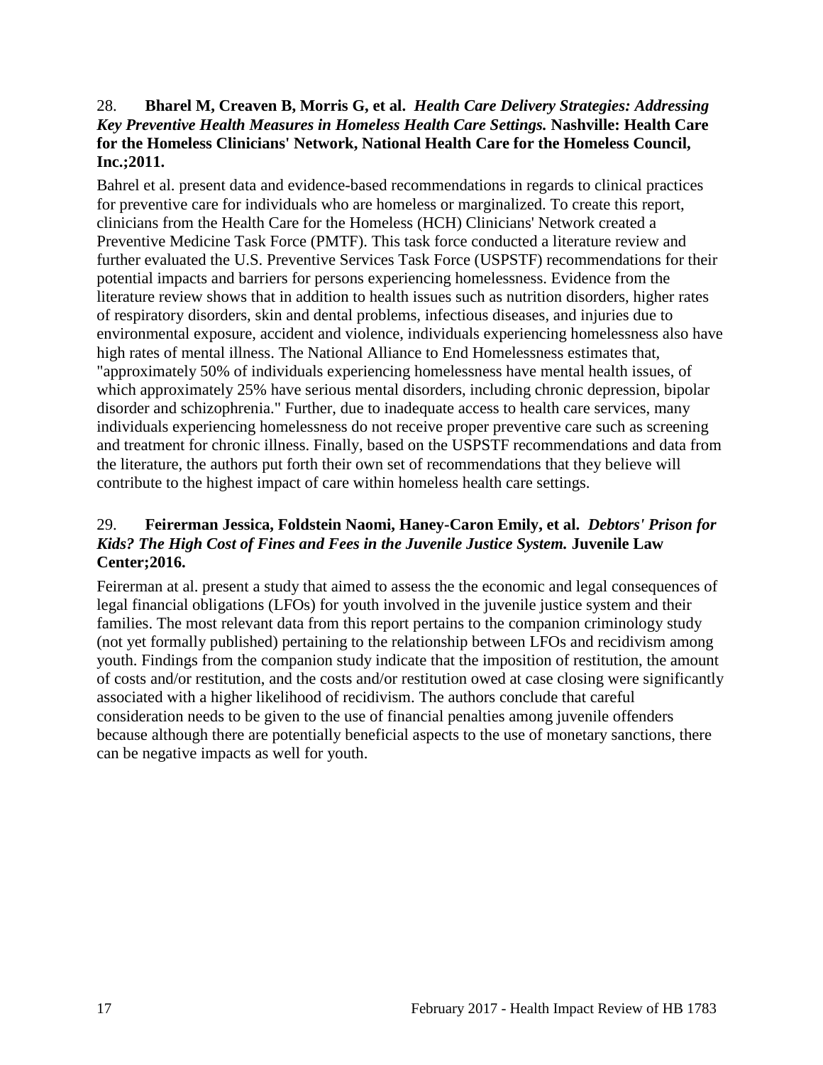28. **Bharel M, Creaven B, Morris G, et al.** ***Health Care Delivery Strategies: Addressing Key Preventive Health Measures in Homeless Health Care Settings.*** **Nashville: Health Care for the Homeless Clinicians' Network, National Health Care for the Homeless Council, Inc.;2011.**

Bahrel et al. present data and evidence-based recommendations in regards to clinical practices for preventive care for individuals who are homeless or marginalized. To create this report, clinicians from the Health Care for the Homeless (HCH) Clinicians' Network created a Preventive Medicine Task Force (PMTF). This task force conducted a literature review and further evaluated the U.S. Preventive Services Task Force (USPSTF) recommendations for their potential impacts and barriers for persons experiencing homelessness. Evidence from the literature review shows that in addition to health issues such as nutrition disorders, higher rates of respiratory disorders, skin and dental problems, infectious diseases, and injuries due to environmental exposure, accident and violence, individuals experiencing homelessness also have high rates of mental illness. The National Alliance to End Homelessness estimates that, "approximately 50% of individuals experiencing homelessness have mental health issues, of which approximately 25% have serious mental disorders, including chronic depression, bipolar disorder and schizophrenia." Further, due to inadequate access to health care services, many individuals experiencing homelessness do not receive proper preventive care such as screening and treatment for chronic illness. Finally, based on the USPSTF recommendations and data from the literature, the authors put forth their own set of recommendations that they believe will contribute to the highest impact of care within homeless health care settings.

29. **Feirerman Jessica, Foldstein Naomi, Haney-Caron Emily, et al.** ***Debtors' Prison for Kids? The High Cost of Fines and Fees in the Juvenile Justice System.*** **Juvenile Law Center;2016.**

Feirerman at al. present a study that aimed to assess the the economic and legal consequences of legal financial obligations (LFOs) for youth involved in the juvenile justice system and their families. The most relevant data from this report pertains to the companion criminology study (not yet formally published) pertaining to the relationship between LFOs and recidivism among youth. Findings from the companion study indicate that the imposition of restitution, the amount of costs and/or restitution, and the costs and/or restitution owed at case closing were significantly associated with a higher likelihood of recidivism. The authors conclude that careful consideration needs to be given to the use of financial penalties among juvenile offenders because although there are potentially beneficial aspects to the use of monetary sanctions, there can be negative impacts as well for youth.